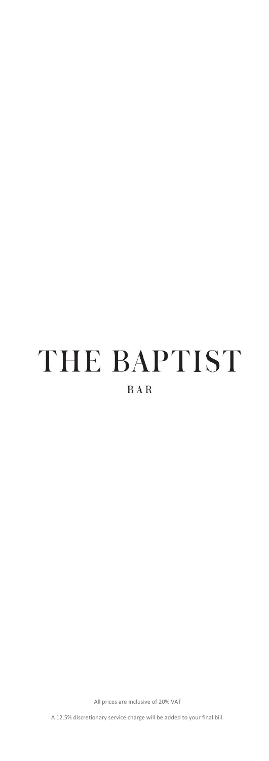# THE BAPTIST

## BAR

All prices are inclusive of 20% VAT

A 12.5% discretionary service charge will be added to your final bill.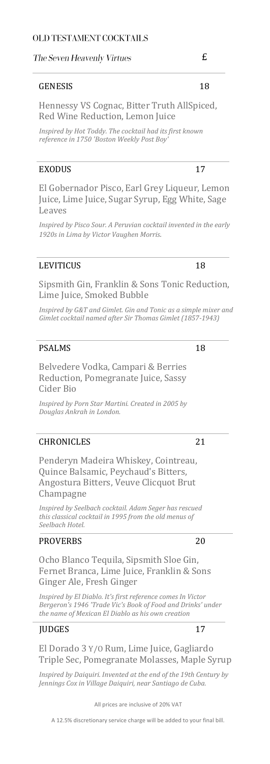# OLD TESTAMENT COCKTAILS

*The Seven Heavenly Virtues* £

## GENESIS 18

Hennessy VS Cognac, Bitter Truth AllSpiced, Red Wine Reduction, Lemon Juice

*Inspired by Hot Toddy. The cocktail had its first known reference in 1750 'Boston Weekly Post Boy'*

## EXODUS 17

El Gobernador Pisco, Earl Grey Liqueur, Lemon Juice, Lime Juice, Sugar Syrup, Egg White, Sage Leaves

*Inspired by Pisco Sour. A Peruvian cocktail invented in the early 1920s in Lima by Victor Vaughen Morris.*

## LEVITICUS 18

Sipsmith Gin, Franklin & Sons Tonic Reduction, Lime Juice, Smoked Bubble

*Inspired by G&T and Gimlet. Gin and Tonic as a simple mixer and Gimlet cocktail named after Sir Thomas Gimlet (1857-1943)*

## PSALMS 18

Belvedere Vodka, Campari & Berries Reduction, Pomegranate Juice, Sassy Cider Bio

*Inspired by Porn Star Martini. Created in 2005 by Douglas Ankrah in London.*

## CHRONICLES 21

Penderyn Madeira Whiskey, Cointreau, Quince Balsamic, Peychaud's Bitters, Angostura Bitters, Veuve Clicquot Brut Champagne

*Inspired by Seelbach cocktail. Adam Seger has rescued this classical cocktail in 1995 from the old menus of Seelbach Hotel.*

## PROVERBS 20

Ocho Blanco Tequila, Sipsmith Sloe Gin, Fernet Branca, Lime Juice, Franklin & Sons Ginger Ale, Fresh Ginger

*Inspired by El Diablo. It's first reference comes In Victor Bergeron's 1946 'Trade Vic's Book of Food and Drinks' under the name of Mexican El Diablo as his own creation*

## JUDGES 17

El Dorado 3 Y/O Rum, Lime Juice, Gagliardo Triple Sec, Pomegranate Molasses, Maple Syrup

*Inspired by Daiquiri. Invented at the end of the 19th Century by Jennings Cox in Village Daiquiri, near Santiago de Cuba.*

All prices are inclusive of 20% VAT

A 12.5% discretionary service charge will be added to your final bill.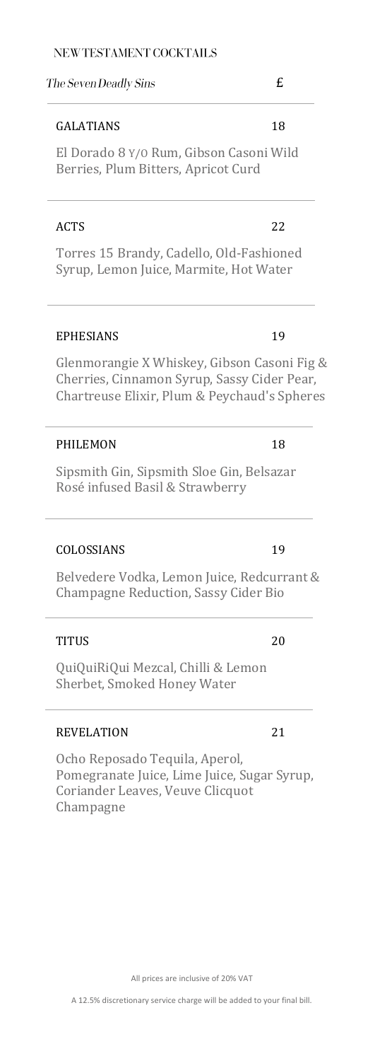NEW TESTAMENT COCKTAILS

*The Seven Deadly Sins* £

---

GALATIANS 18

El Dorado 8 Y/O Rum, Gibson Casoni Wild Berries, Plum Bitters, Apricot Curd

---

ACTS 22

Torres 15 Brandy, Cadello, Old-Fashioned Syrup, Lemon Juice, Marmite, Hot Water

---

EPHESIANS 19

Glenmorangie X Whiskey, Gibson Casoni Fig & Cherries, Cinnamon Syrup, Sassy Cider Pear, Chartreuse Elixir, Plum & Peychaud's Spheres

---

PHILEMON 18

Sipsmith Gin, Sipsmith Sloe Gin, Belsazar Rosé infused Basil & Strawberry

---

COLOSSIANS 19

Belvedere Vodka, Lemon Juice, Redcurrant & Champagne Reduction, Sassy Cider Bio

---

TITUS 20

QuiQuiRiQui Mezcal, Chilli & Lemon Sherbet, Smoked Honey Water

---

REVELATION 21

Ocho Reposado Tequila, Aperol, Pomegranate Juice, Lime Juice, Sugar Syrup, Coriander Leaves, Veuve Clicquot Champagne

All prices are inclusive of 20% VAT

A 12.5% discretionary service charge will be added to your final bill.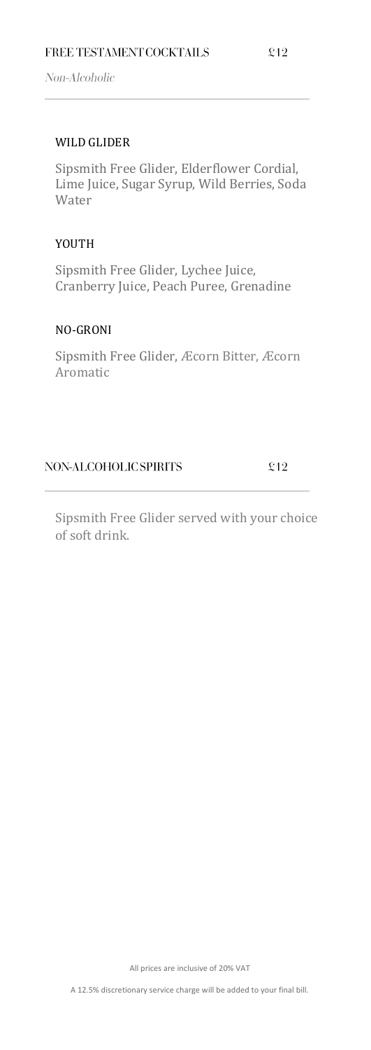## FREE TESTAMENT COCKTAILS £12

*Non-Alcoholic*

### WILD GLIDER

Sipsmith Free Glider, Elderflower Cordial, Lime Juice, Sugar Syrup, Wild Berries, Soda Water

### YOUTH

Sipsmith Free Glider, Lychee Juice, Cranberry Juice, Peach Puree, Grenadine

### NO-GRONI

Sipsmith Free Glider, Æcorn Bitter, Æcorn Aromatic

## NON-ALCOHOLIC SPIRITS £12

Sipsmith Free Glider served with your choice of soft drink.

All prices are inclusive of 20% VAT

A 12.5% discretionary service charge will be added to your final bill.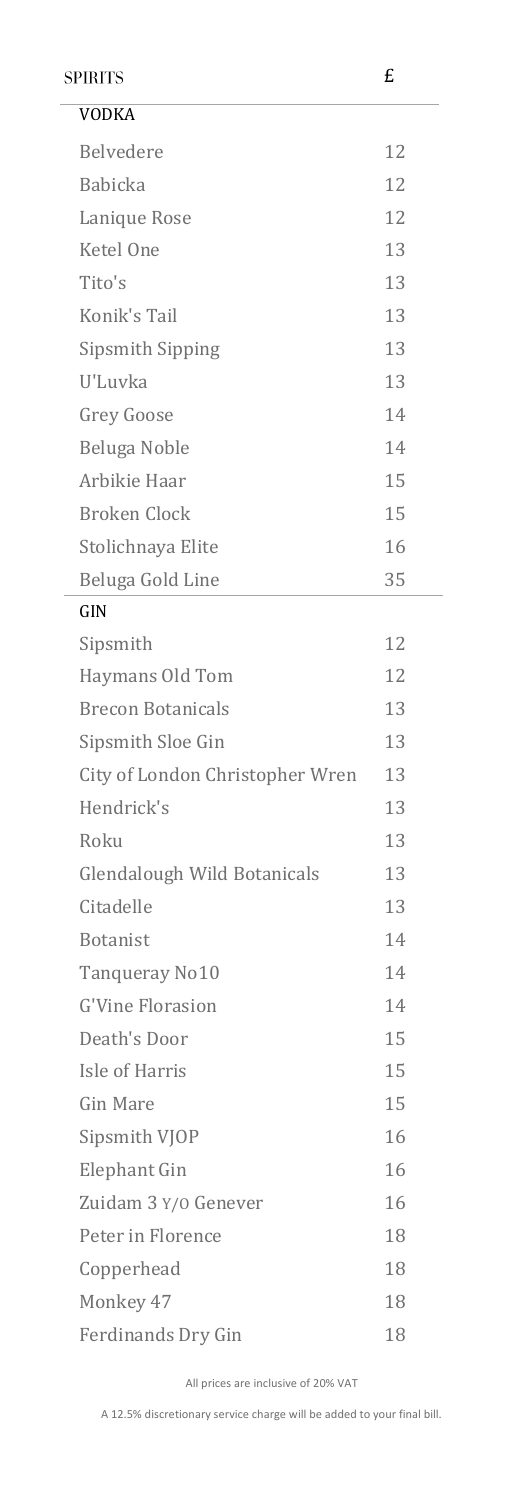| SPIRITS | £ |
|---|---|
| **VODKA** | |
| Belvedere | 12 |
| Babicka | 12 |
| Lanique Rose | 12 |
| Ketel One | 13 |
| Tito's | 13 |
| Konik's Tail | 13 |
| Sipsmith Sipping | 13 |
| U'Luvka | 13 |
| Grey Goose | 14 |
| Beluga Noble | 14 |
| Arbikie Haar | 15 |
| Broken Clock | 15 |
| Stolichnaya Elite | 16 |
| Beluga Gold Line | 35 |
| **GIN** | |
| Sipsmith | 12 |
| Haymans Old Tom | 12 |
| Brecon Botanicals | 13 |
| Sipsmith Sloe Gin | 13 |
| City of London Christopher Wren | 13 |
| Hendrick's | 13 |
| Roku | 13 |
| Glendalough Wild Botanicals | 13 |
| Citadelle | 13 |
| Botanist | 14 |
| Tanqueray No10 | 14 |
| G'Vine Florasion | 14 |
| Death's Door | 15 |
| Isle of Harris | 15 |
| Gin Mare | 15 |
| Sipsmith VJOP | 16 |
| Elephant Gin | 16 |
| Zuidam 3 Y/O Genever | 16 |
| Peter in Florence | 18 |
| Copperhead | 18 |
| Monkey 47 | 18 |
| Ferdinands Dry Gin | 18 |

All prices are inclusive of 20% VAT

A 12.5% discretionary service charge will be added to your final bill.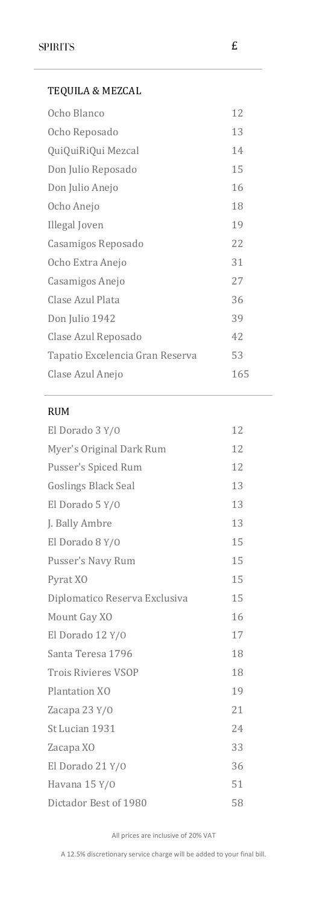## SPIRITS

£

### TEQUILA & MEZCAL

| Item | £ |
|---|---|
| Ocho Blanco | 12 |
| Ocho Reposado | 13 |
| QuiQuiRiQui Mezcal | 14 |
| Don Julio Reposado | 15 |
| Don Julio Anejo | 16 |
| Ocho Anejo | 18 |
| Illegal Joven | 19 |
| Casamigos Reposado | 22 |
| Ocho Extra Anejo | 31 |
| Casamigos Anejo | 27 |
| Clase Azul Plata | 36 |
| Don Julio 1942 | 39 |
| Clase Azul Reposado | 42 |
| Tapatio Excelencia Gran Reserva | 53 |
| Clase Azul Anejo | 165 |

### RUM

| Item | £ |
|---|---|
| El Dorado 3 Y/O | 12 |
| Myer's Original Dark Rum | 12 |
| Pusser's Spiced Rum | 12 |
| Goslings Black Seal | 13 |
| El Dorado 5 Y/O | 13 |
| J. Bally Ambre | 13 |
| El Dorado 8 Y/O | 15 |
| Pusser's Navy Rum | 15 |
| Pyrat XO | 15 |
| Diplomatico Reserva Exclusiva | 15 |
| Mount Gay XO | 16 |
| El Dorado 12 Y/O | 17 |
| Santa Teresa 1796 | 18 |
| Trois Rivieres VSOP | 18 |
| Plantation XO | 19 |
| Zacapa 23 Y/O | 21 |
| St Lucian 1931 | 24 |
| Zacapa XO | 33 |
| El Dorado 21 Y/O | 36 |
| Havana 15 Y/O | 51 |
| Dictador Best of 1980 | 58 |

All prices are inclusive of 20% VAT

A 12.5% discretionary service charge will be added to your final bill.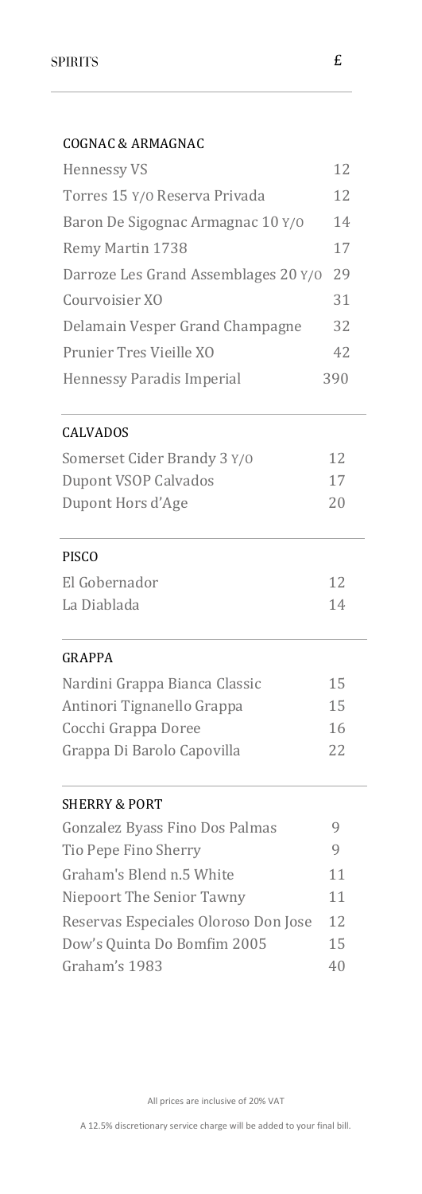# SPIRITS £

## COGNAC & ARMAGNAC

| | |
|---|---|
| Hennessy VS | 12 |
| Torres 15 Y/O Reserva Privada | 12 |
| Baron De Sigognac Armagnac 10 Y/O | 14 |
| Remy Martin 1738 | 17 |
| Darroze Les Grand Assemblages 20 Y/O | 29 |
| Courvoisier XO | 31 |
| Delamain Vesper Grand Champagne | 32 |
| Prunier Tres Vieille XO | 42 |
| Hennessy Paradis Imperial | 390 |

## CALVADOS

| | |
|---|---|
| Somerset Cider Brandy 3 Y/O | 12 |
| Dupont VSOP Calvados | 17 |
| Dupont Hors d'Age | 20 |

## PISCO

| | |
|---|---|
| El Gobernador | 12 |
| La Diablada | 14 |

## GRAPPA

| | |
|---|---|
| Nardini Grappa Bianca Classic | 15 |
| Antinori Tignanello Grappa | 15 |
| Cocchi Grappa Doree | 16 |
| Grappa Di Barolo Capovilla | 22 |

## SHERRY & PORT

| | |
|---|---|
| Gonzalez Byass Fino Dos Palmas | 9 |
| Tio Pepe Fino Sherry | 9 |
| Graham's Blend n.5 White | 11 |
| Niepoort The Senior Tawny | 11 |
| Reservas Especiales Oloroso Don Jose | 12 |
| Dow's Quinta Do Bomfim 2005 | 15 |
| Graham's 1983 | 40 |

All prices are inclusive of 20% VAT

A 12.5% discretionary service charge will be added to your final bill.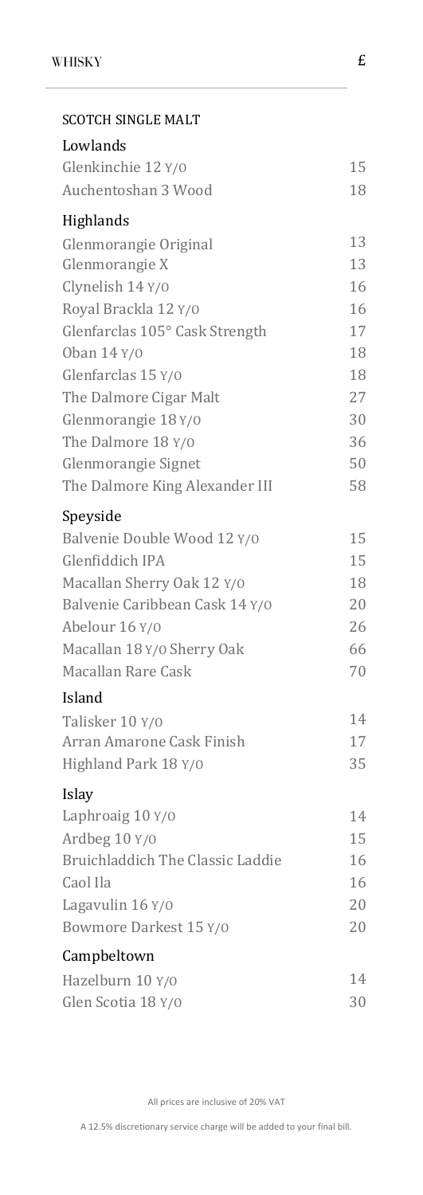## WHISKY

| | £ |
|---|---|
| **SCOTCH SINGLE MALT** | |
| **Lowlands** | |
| Glenkinchie 12 Y/O | 15 |
| Auchentoshan 3 Wood | 18 |
| **Highlands** | |
| Glenmorangie Original | 13 |
| Glenmorangie X | 13 |
| Clynelish 14 Y/O | 16 |
| Royal Brackla 12 Y/O | 16 |
| Glenfarclas 105° Cask Strength | 17 |
| Oban 14 Y/O | 18 |
| Glenfarclas 15 Y/O | 18 |
| The Dalmore Cigar Malt | 27 |
| Glenmorangie 18 Y/O | 30 |
| The Dalmore 18 Y/O | 36 |
| Glenmorangie Signet | 50 |
| The Dalmore King Alexander III | 58 |
| **Speyside** | |
| Balvenie Double Wood 12 Y/O | 15 |
| Glenfiddich IPA | 15 |
| Macallan Sherry Oak 12 Y/O | 18 |
| Balvenie Caribbean Cask 14 Y/O | 20 |
| Abelour 16 Y/O | 26 |
| Macallan 18 Y/O Sherry Oak | 66 |
| Macallan Rare Cask | 70 |
| **Island** | |
| Talisker 10 Y/O | 14 |
| Arran Amarone Cask Finish | 17 |
| Highland Park 18 Y/O | 35 |
| **Islay** | |
| Laphroaig 10 Y/O | 14 |
| Ardbeg 10 Y/O | 15 |
| Bruichladdich The Classic Laddie | 16 |
| Caol Ila | 16 |
| Lagavulin 16 Y/O | 20 |
| Bowmore Darkest 15 Y/O | 20 |
| **Campbeltown** | |
| Hazelburn 10 Y/O | 14 |
| Glen Scotia 18 Y/O | 30 |

All prices are inclusive of 20% VAT

A 12.5% discretionary service charge will be added to your final bill.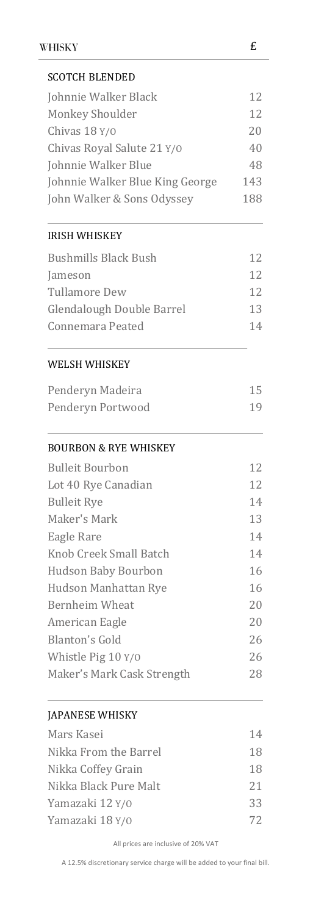# WHISKY £

## SCOTCH BLENDED

| Item | £ |
|---|---|
| Johnnie Walker Black | 12 |
| Monkey Shoulder | 12 |
| Chivas 18 Y/O | 20 |
| Chivas Royal Salute 21 Y/O | 40 |
| Johnnie Walker Blue | 48 |
| Johnnie Walker Blue King George | 143 |
| John Walker & Sons Odyssey | 188 |

## IRISH WHISKEY

| Item | £ |
|---|---|
| Bushmills Black Bush | 12 |
| Jameson | 12 |
| Tullamore Dew | 12 |
| Glendalough Double Barrel | 13 |
| Connemara Peated | 14 |

## WELSH WHISKEY

| Item | £ |
|---|---|
| Penderyn Madeira | 15 |
| Penderyn Portwood | 19 |

## BOURBON & RYE WHISKEY

| Item | £ |
|---|---|
| Bulleit Bourbon | 12 |
| Lot 40 Rye Canadian | 12 |
| Bulleit Rye | 14 |
| Maker's Mark | 13 |
| Eagle Rare | 14 |
| Knob Creek Small Batch | 14 |
| Hudson Baby Bourbon | 16 |
| Hudson Manhattan Rye | 16 |
| Bernheim Wheat | 20 |
| American Eagle | 20 |
| Blanton's Gold | 26 |
| Whistle Pig 10 Y/O | 26 |
| Maker's Mark Cask Strength | 28 |

## JAPANESE WHISKY

| Item | £ |
|---|---|
| Mars Kasei | 14 |
| Nikka From the Barrel | 18 |
| Nikka Coffey Grain | 18 |
| Nikka Black Pure Malt | 21 |
| Yamazaki 12 Y/O | 33 |
| Yamazaki 18 Y/O | 72 |

All prices are inclusive of 20% VAT

A 12.5% discretionary service charge will be added to your final bill.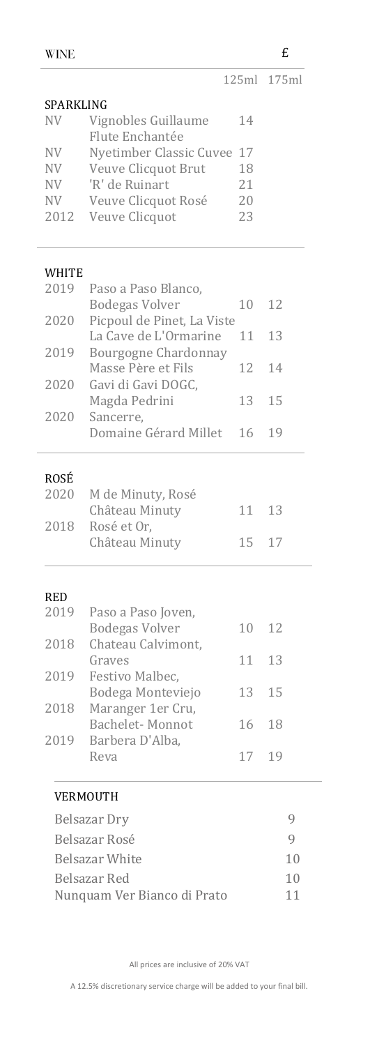# WINE

£

| | | 125ml | 175ml |
|---|---|---|---|
| **SPARKLING** | | | |
| NV | Vignobles Guillaume Flute Enchantée | 14 | |
| NV | Nyetimber Classic Cuvee | 17 | |
| NV | Veuve Clicquot Brut | 18 | |
| NV | 'R' de Ruinart | 21 | |
| NV | Veuve Clicquot Rosé | 20 | |
| 2012 | Veuve Clicquot | 23 | |
| **WHITE** | | | |
| 2019 | Paso a Paso Blanco, Bodegas Volver | 10 | 12 |
| 2020 | Picpoul de Pinet, La Viste La Cave de L'Ormarine | 11 | 13 |
| 2019 | Bourgogne Chardonnay Masse Père et Fils | 12 | 14 |
| 2020 | Gavi di Gavi DOGC, Magda Pedrini | 13 | 15 |
| 2020 | Sancerre, Domaine Gérard Millet | 16 | 19 |
| **ROSÉ** | | | |
| 2020 | M de Minuty, Rosé Château Minuty | 11 | 13 |
| 2018 | Rosé et Or, Château Minuty | 15 | 17 |
| **RED** | | | |
| 2019 | Paso a Paso Joven, Bodegas Volver | 10 | 12 |
| 2018 | Chateau Calvimont, Graves | 11 | 13 |
| 2019 | Festivo Malbec, Bodega Monteviejo | 13 | 15 |
| 2018 | Maranger 1er Cru, Bachelet- Monnot | 16 | 18 |
| 2019 | Barbera D'Alba, Reva | 17 | 19 |

## VERMOUTH

| | |
|---|---|
| Belsazar Dry | 9 |
| Belsazar Rosé | 9 |
| Belsazar White | 10 |
| Belsazar Red | 10 |
| Nunquam Ver Bianco di Prato | 11 |

All prices are inclusive of 20% VAT

A 12.5% discretionary service charge will be added to your final bill.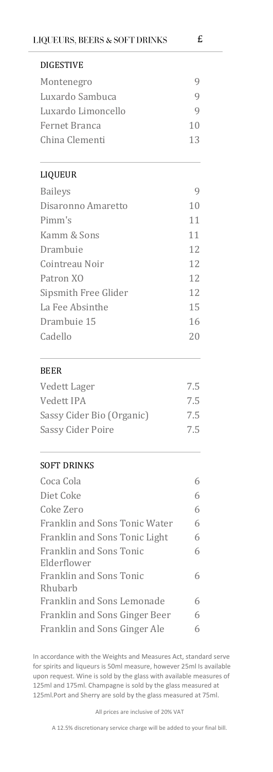## LIQUEURS, BEERS & SOFT DRINKS £

### DIGESTIVE

| Item | £ |
|---|---|
| Montenegro | 9 |
| Luxardo Sambuca | 9 |
| Luxardo Limoncello | 9 |
| Fernet Branca | 10 |
| China Clementi | 13 |

### LIQUEUR

| Item | £ |
|---|---|
| Baileys | 9 |
| Disaronno Amaretto | 10 |
| Pimm's | 11 |
| Kamm & Sons | 11 |
| Drambuie | 12 |
| Cointreau Noir | 12 |
| Patron XO | 12 |
| Sipsmith Free Glider | 12 |
| La Fee Absinthe | 15 |
| Drambuie 15 | 16 |
| Cadello | 20 |

### BEER

| Item | £ |
|---|---|
| Vedett Lager | 7.5 |
| Vedett IPA | 7.5 |
| Sassy Cider Bio (Organic) | 7.5 |
| Sassy Cider Poire | 7.5 |

### SOFT DRINKS

| Item | £ |
|---|---|
| Coca Cola | 6 |
| Diet Coke | 6 |
| Coke Zero | 6 |
| Franklin and Sons Tonic Water | 6 |
| Franklin and Sons Tonic Light | 6 |
| Franklin and Sons Tonic Elderflower | 6 |
| Franklin and Sons Tonic Rhubarb | 6 |
| Franklin and Sons Lemonade | 6 |
| Franklin and Sons Ginger Beer | 6 |
| Franklin and Sons Ginger Ale | 6 |

In accordance with the Weights and Measures Act, standard serve for spirits and liqueurs is 50ml measure, however 25ml Is available upon request. Wine is sold by the glass with available measures of 125ml and 175ml. Champagne is sold by the glass measured at 125ml.Port and Sherry are sold by the glass measured at 75ml.

All prices are inclusive of 20% VAT

A 12.5% discretionary service charge will be added to your final bill.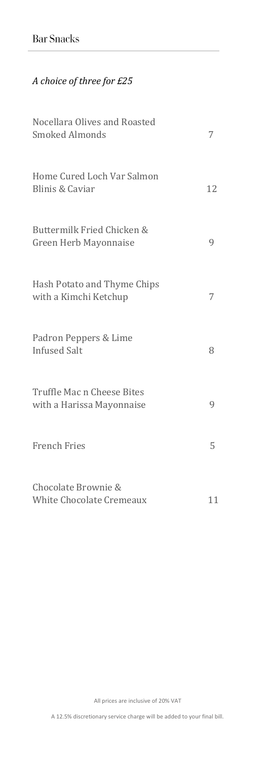## Bar Snacks

*A choice of three for £25*

| | |
|---|---|
| Nocellara Olives and Roasted Smoked Almonds | 7 |
| Home Cured Loch Var Salmon Blinis & Caviar | 12 |
| Buttermilk Fried Chicken & Green Herb Mayonnaise | 9 |
| Hash Potato and Thyme Chips with a Kimchi Ketchup | 7 |
| Padron Peppers & Lime Infused Salt | 8 |
| Truffle Mac n Cheese Bites with a Harissa Mayonnaise | 9 |
| French Fries | 5 |
| Chocolate Brownie & White Chocolate Cremeaux | 11 |

All prices are inclusive of 20% VAT

A 12.5% discretionary service charge will be added to your final bill.